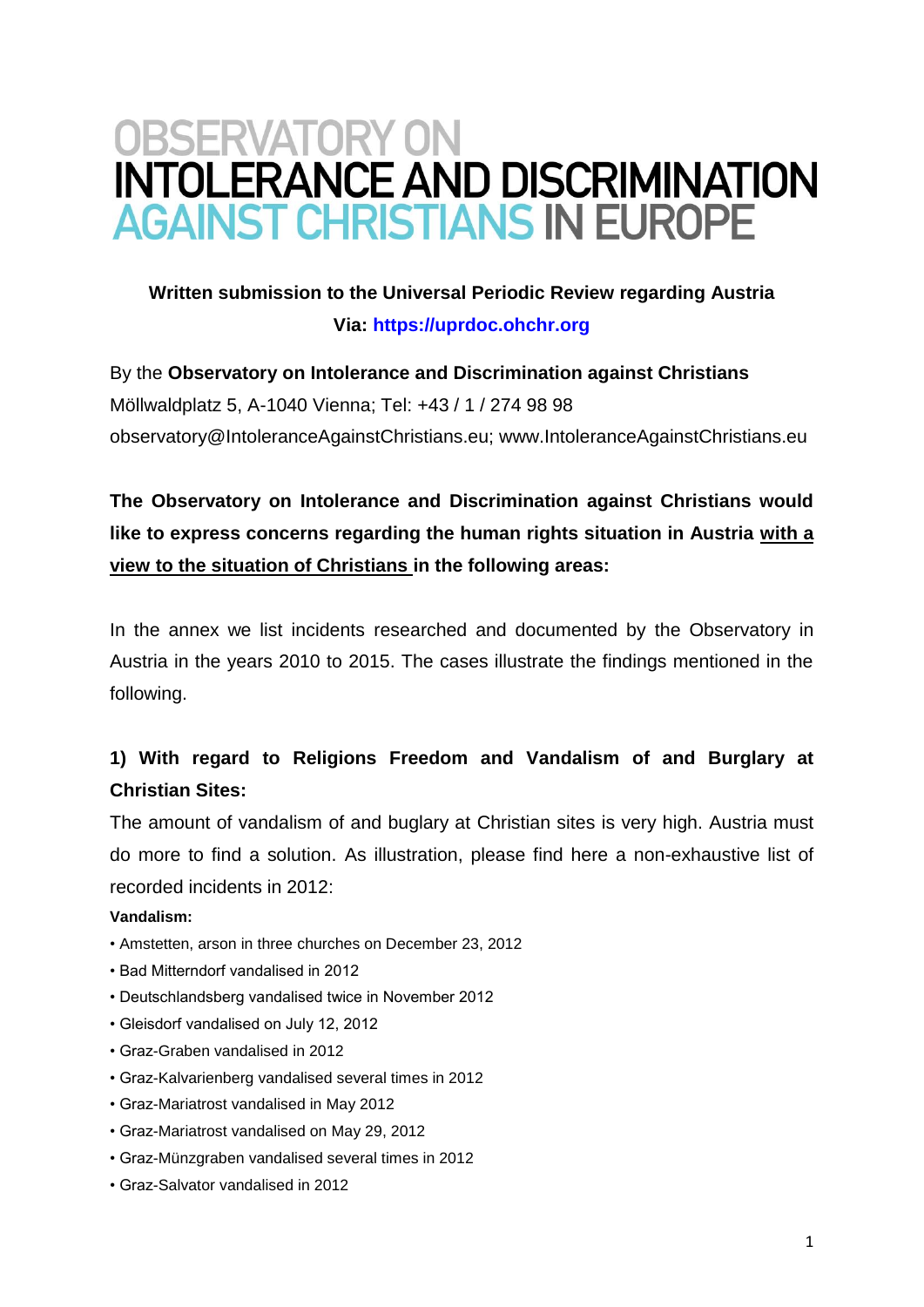# OBSERVATORY ON INTOLERANCE AND DISCRIMINATION AGAINST CHRISTIANS IN EUROPE

**Written submission to the Universal Periodic Review regarding Austria**

**Via: https://uprdoc.ohchr.org**

By the **Observatory on Intolerance and Discrimination against Christians**
Möllwaldplatz 5, A-1040 Vienna; Tel: +43 / 1 / 274 98 98
observatory@IntoleranceAgainstChristians.eu; www.IntoleranceAgainstChristians.eu

**The Observatory on Intolerance and Discrimination against Christians would like to express concerns regarding the human rights situation in Austria with a view to the situation of Christians in the following areas:**

In the annex we list incidents researched and documented by the Observatory in Austria in the years 2010 to 2015. The cases illustrate the findings mentioned in the following.

## 1) With regard to Religions Freedom and Vandalism of and Burglary at Christian Sites:

The amount of vandalism of and buglary at Christian sites is very high. Austria must do more to find a solution. As illustration, please find here a non-exhaustive list of recorded incidents in 2012:

**Vandalism:**

- Amstetten, arson in three churches on December 23, 2012
- Bad Mitterndorf vandalised in 2012
- Deutschlandsberg vandalised twice in November 2012
- Gleisdorf vandalised on July 12, 2012
- Graz-Graben vandalised in 2012
- Graz-Kalvarienberg vandalised several times in 2012
- Graz-Mariatrost vandalised in May 2012
- Graz-Mariatrost vandalised on May 29, 2012
- Graz-Münzgraben vandalised several times in 2012
- Graz-Salvator vandalised in 2012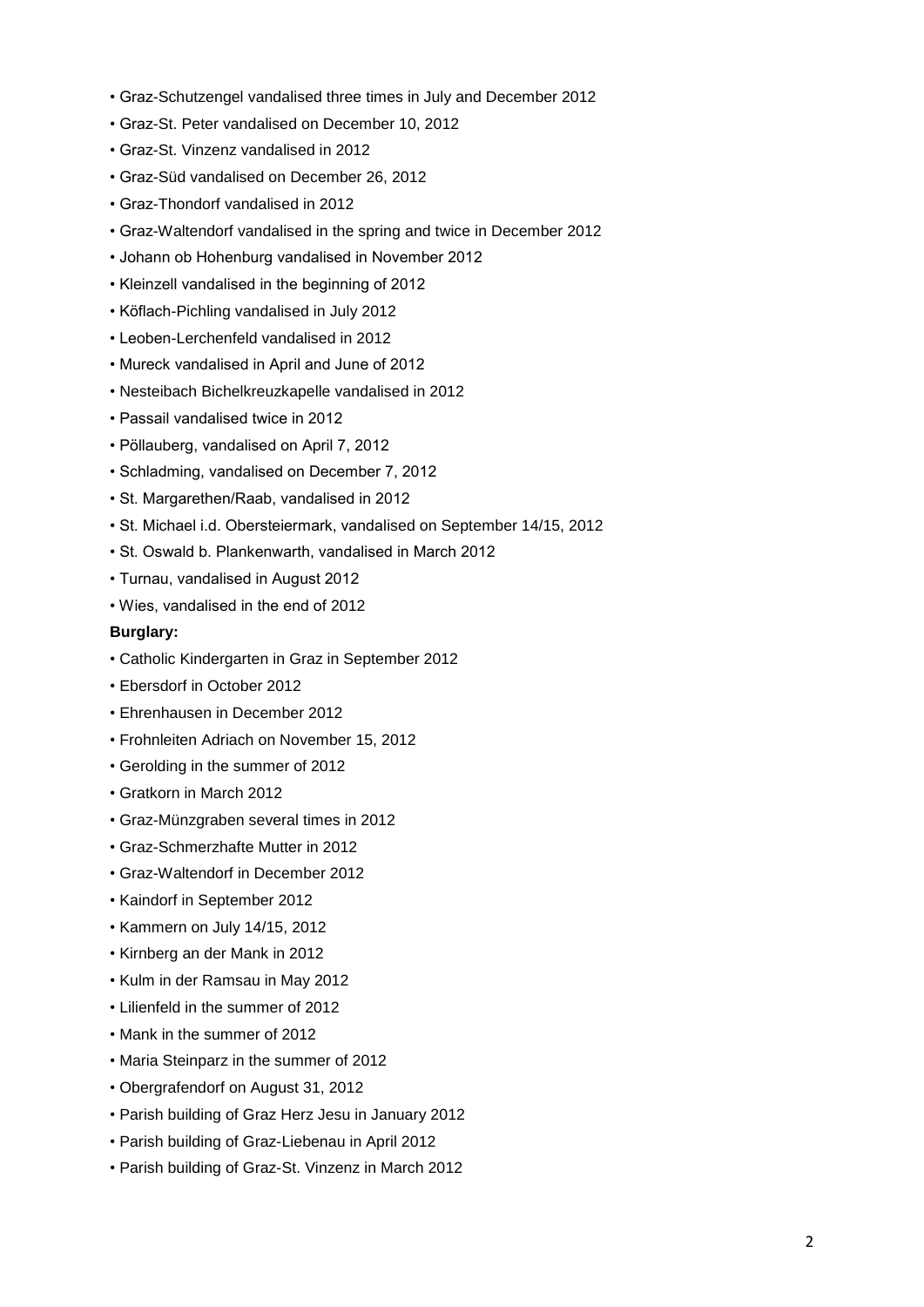- Graz-Schutzengel vandalised three times in July and December 2012
- Graz-St. Peter vandalised on December 10, 2012
- Graz-St. Vinzenz vandalised in 2012
- Graz-Süd vandalised on December 26, 2012
- Graz-Thondorf vandalised in 2012
- Graz-Waltendorf vandalised in the spring and twice in December 2012
- Johann ob Hohenburg vandalised in November 2012
- Kleinzell vandalised in the beginning of 2012
- Köflach-Pichling vandalised in July 2012
- Leoben-Lerchenfeld vandalised in 2012
- Mureck vandalised in April and June of 2012
- Nesteibach Bichelkreuzkapelle vandalised in 2012
- Passail vandalised twice in 2012
- Pöllauberg, vandalised on April 7, 2012
- Schladming, vandalised on December 7, 2012
- St. Margarethen/Raab, vandalised in 2012
- St. Michael i.d. Obersteiermark, vandalised on September 14/15, 2012
- St. Oswald b. Plankenwarth, vandalised in March 2012
- Turnau, vandalised in August 2012
- Wies, vandalised in the end of 2012

**Burglary:**

- Catholic Kindergarten in Graz in September 2012
- Ebersdorf in October 2012
- Ehrenhausen in December 2012
- Frohnleiten Adriach on November 15, 2012
- Gerolding in the summer of 2012
- Gratkorn in March 2012
- Graz-Münzgraben several times in 2012
- Graz-Schmerzhafte Mutter in 2012
- Graz-Waltendorf in December 2012
- Kaindorf in September 2012
- Kammern on July 14/15, 2012
- Kirnberg an der Mank in 2012
- Kulm in der Ramsau in May 2012
- Lilienfeld in the summer of 2012
- Mank in the summer of 2012
- Maria Steinparz in the summer of 2012
- Obergrafendorf on August 31, 2012
- Parish building of Graz Herz Jesu in January 2012
- Parish building of Graz-Liebenau in April 2012
- Parish building of Graz-St. Vinzenz in March 2012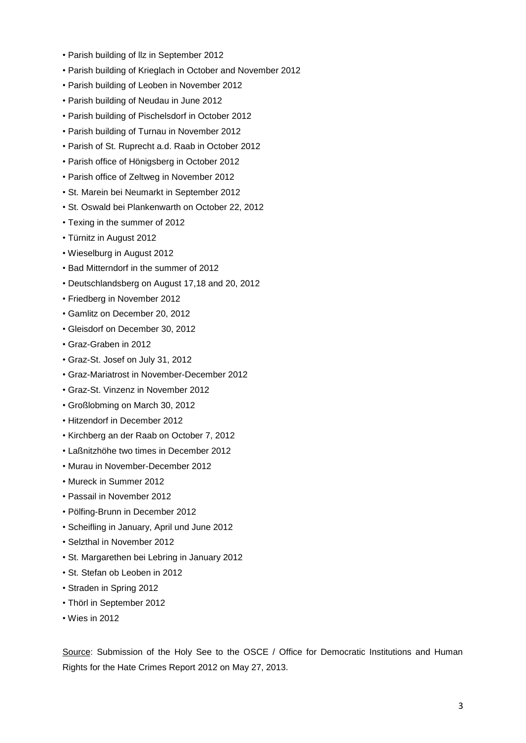- Parish building of llz in September 2012
- Parish building of Krieglach in October and November 2012
- Parish building of Leoben in November 2012
- Parish building of Neudau in June 2012
- Parish building of Pischelsdorf in October 2012
- Parish building of Turnau in November 2012
- Parish of St. Ruprecht a.d. Raab in October 2012
- Parish office of Hönigsberg in October 2012
- Parish office of Zeltweg in November 2012
- St. Marein bei Neumarkt in September 2012
- St. Oswald bei Plankenwarth on October 22, 2012
- Texing in the summer of 2012
- Türnitz in August 2012
- Wieselburg in August 2012
- Bad Mitterndorf in the summer of 2012
- Deutschlandsberg on August 17,18 and 20, 2012
- Friedberg in November 2012
- Gamlitz on December 20, 2012
- Gleisdorf on December 30, 2012
- Graz-Graben in 2012
- Graz-St. Josef on July 31, 2012
- Graz-Mariatrost in November-December 2012
- Graz-St. Vinzenz in November 2012
- Großlobming on March 30, 2012
- Hitzendorf in December 2012
- Kirchberg an der Raab on October 7, 2012
- Laßnitzhöhe two times in December 2012
- Murau in November-December 2012
- Mureck in Summer 2012
- Passail in November 2012
- Pölfing-Brunn in December 2012
- Scheifling in January, April und June 2012
- Selzthal in November 2012
- St. Margarethen bei Lebring in January 2012
- St. Stefan ob Leoben in 2012
- Straden in Spring 2012
- Thörl in September 2012
- Wies in 2012

Source: Submission of the Holy See to the OSCE / Office for Democratic Institutions and Human Rights for the Hate Crimes Report 2012 on May 27, 2013.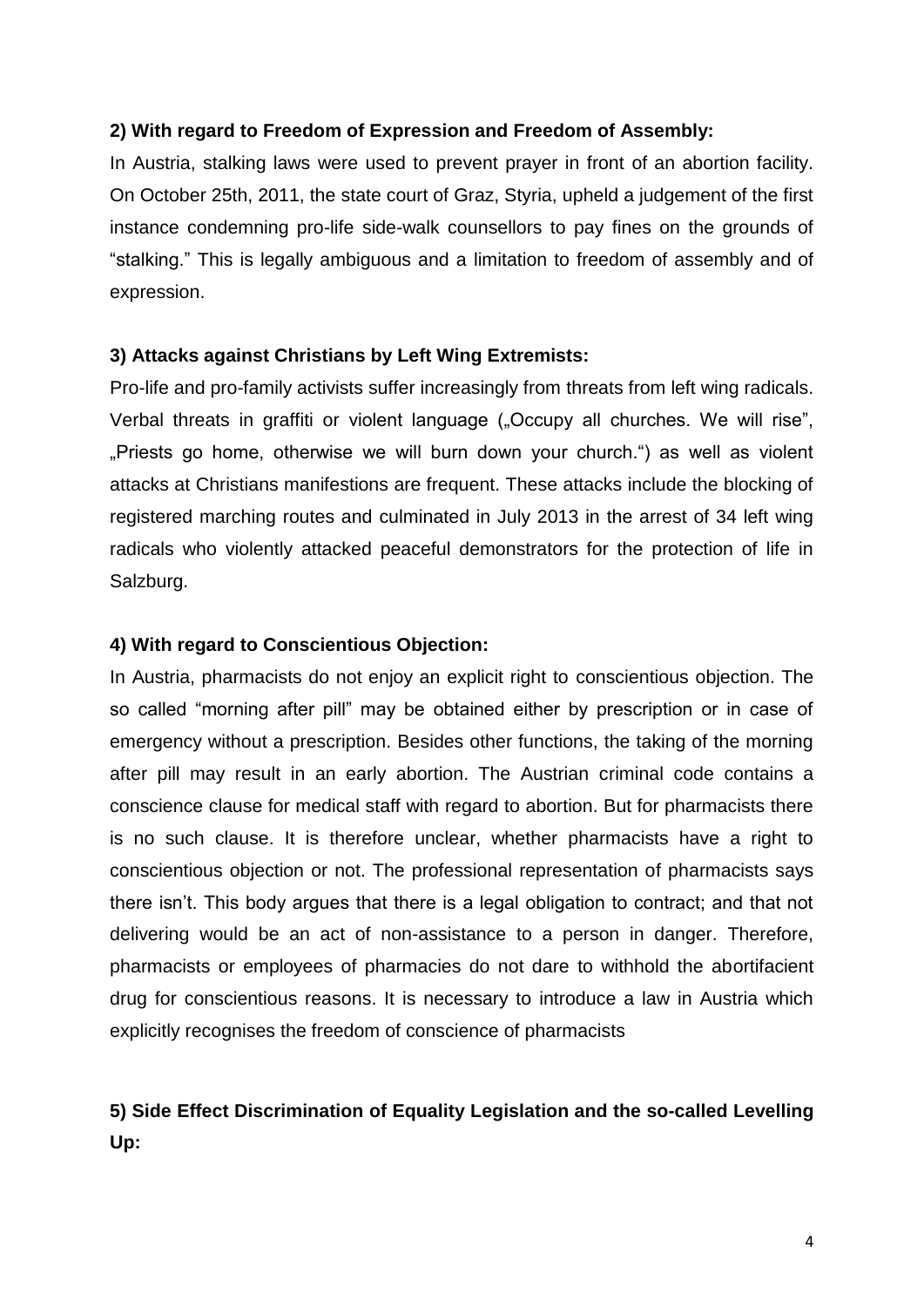**2) With regard to Freedom of Expression and Freedom of Assembly:**

In Austria, stalking laws were used to prevent prayer in front of an abortion facility. On October 25th, 2011, the state court of Graz, Styria, upheld a judgement of the first instance condemning pro-life side-walk counsellors to pay fines on the grounds of "stalking." This is legally ambiguous and a limitation to freedom of assembly and of expression.

**3) Attacks against Christians by Left Wing Extremists:**

Pro-life and pro-family activists suffer increasingly from threats from left wing radicals. Verbal threats in graffiti or violent language („Occupy all churches. We will rise", „Priests go home, otherwise we will burn down your church.") as well as violent attacks at Christians manifestions are frequent. These attacks include the blocking of registered marching routes and culminated in July 2013 in the arrest of 34 left wing radicals who violently attacked peaceful demonstrators for the protection of life in Salzburg.

**4) With regard to Conscientious Objection:**

In Austria, pharmacists do not enjoy an explicit right to conscientious objection. The so called "morning after pill" may be obtained either by prescription or in case of emergency without a prescription. Besides other functions, the taking of the morning after pill may result in an early abortion. The Austrian criminal code contains a conscience clause for medical staff with regard to abortion. But for pharmacists there is no such clause. It is therefore unclear, whether pharmacists have a right to conscientious objection or not. The professional representation of pharmacists says there isn't. This body argues that there is a legal obligation to contract; and that not delivering would be an act of non-assistance to a person in danger. Therefore, pharmacists or employees of pharmacies do not dare to withhold the abortifacient drug for conscientious reasons. It is necessary to introduce a law in Austria which explicitly recognises the freedom of conscience of pharmacists

**5) Side Effect Discrimination of Equality Legislation and the so-called Levelling Up:**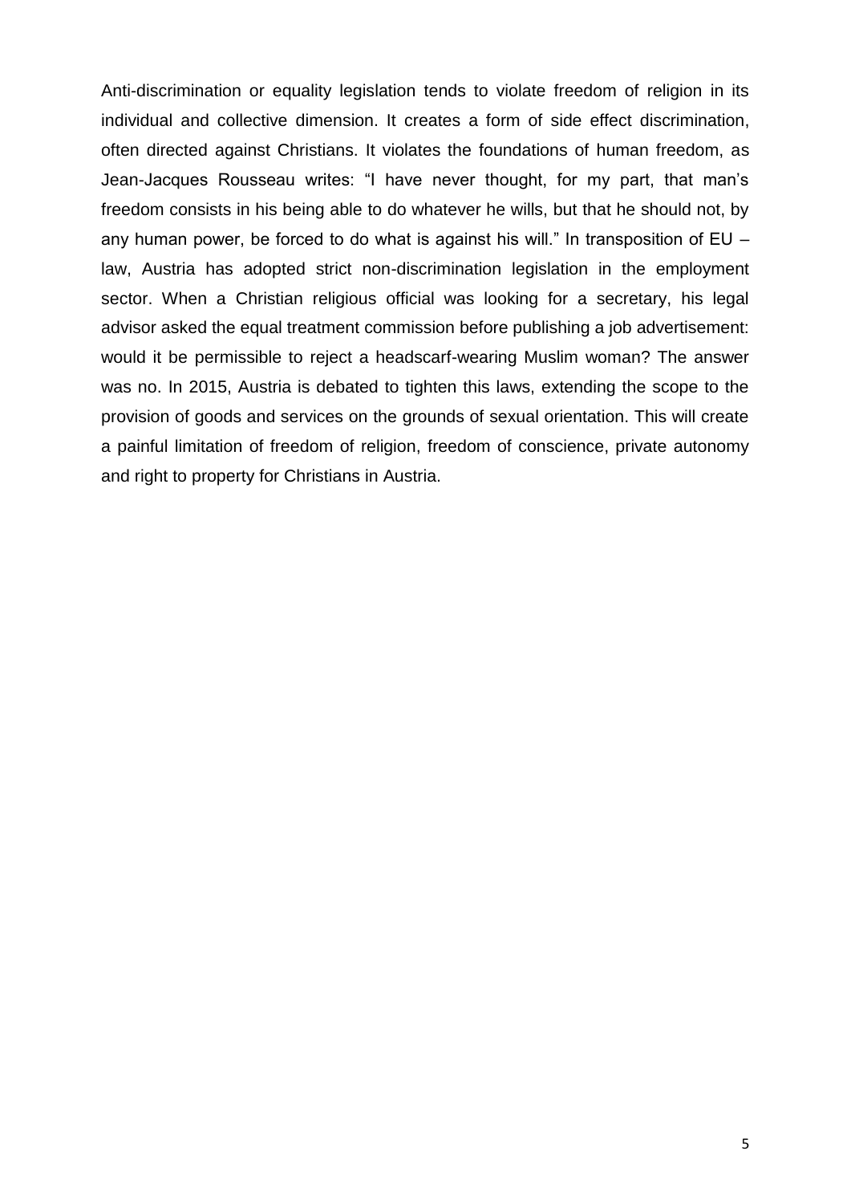Anti-discrimination or equality legislation tends to violate freedom of religion in its individual and collective dimension. It creates a form of side effect discrimination, often directed against Christians. It violates the foundations of human freedom, as Jean-Jacques Rousseau writes: "I have never thought, for my part, that man's freedom consists in his being able to do whatever he wills, but that he should not, by any human power, be forced to do what is against his will." In transposition of EU – law, Austria has adopted strict non-discrimination legislation in the employment sector. When a Christian religious official was looking for a secretary, his legal advisor asked the equal treatment commission before publishing a job advertisement: would it be permissible to reject a headscarf-wearing Muslim woman? The answer was no. In 2015, Austria is debated to tighten this laws, extending the scope to the provision of goods and services on the grounds of sexual orientation. This will create a painful limitation of freedom of religion, freedom of conscience, private autonomy and right to property for Christians in Austria.